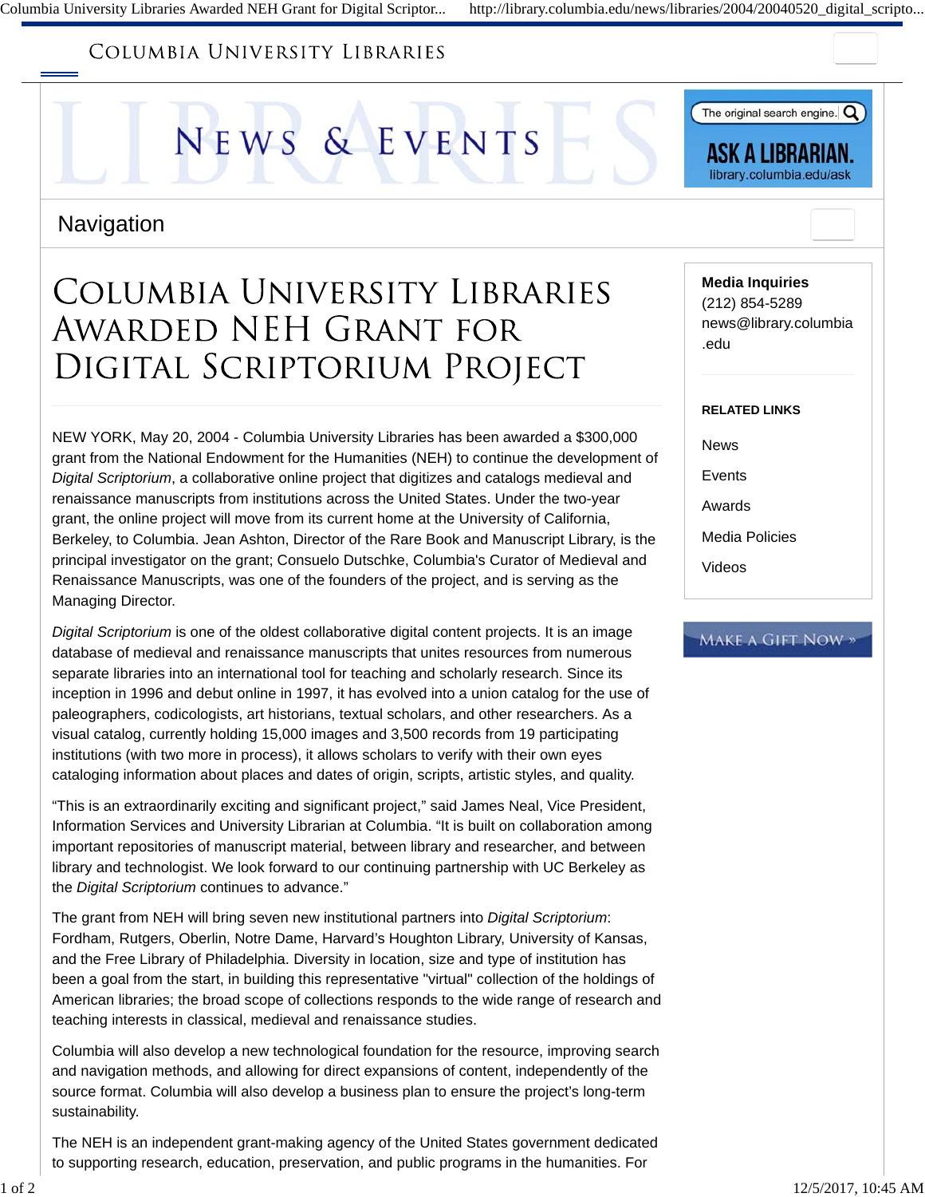COLUMBIA UNIVERSITY LIBRARIES

# NEWS & EVENTS

The original search engine.

**ASK A LIBRARIAN.**
library.columbia.edu/ask

Navigation

# Columbia University Libraries Awarded NEH Grant for Digital Scriptorium Project

NEW YORK, May 20, 2004 - Columbia University Libraries has been awarded a $300,000 grant from the National Endowment for the Humanities (NEH) to continue the development of *Digital Scriptorium*, a collaborative online project that digitizes and catalogs medieval and renaissance manuscripts from institutions across the United States. Under the two-year grant, the online project will move from its current home at the University of California, Berkeley, to Columbia. Jean Ashton, Director of the Rare Book and Manuscript Library, is the principal investigator on the grant; Consuelo Dutschke, Columbia's Curator of Medieval and Renaissance Manuscripts, was one of the founders of the project, and is serving as the Managing Director.

*Digital Scriptorium* is one of the oldest collaborative digital content projects. It is an image database of medieval and renaissance manuscripts that unites resources from numerous separate libraries into an international tool for teaching and scholarly research. Since its inception in 1996 and debut online in 1997, it has evolved into a union catalog for the use of paleographers, codicologists, art historians, textual scholars, and other researchers. As a visual catalog, currently holding 15,000 images and 3,500 records from 19 participating institutions (with two more in process), it allows scholars to verify with their own eyes cataloging information about places and dates of origin, scripts, artistic styles, and quality.

“This is an extraordinarily exciting and significant project,” said James Neal, Vice President, Information Services and University Librarian at Columbia. “It is built on collaboration among important repositories of manuscript material, between library and researcher, and between library and technologist. We look forward to our continuing partnership with UC Berkeley as the *Digital Scriptorium* continues to advance.”

The grant from NEH will bring seven new institutional partners into *Digital Scriptorium*: Fordham, Rutgers, Oberlin, Notre Dame, Harvard’s Houghton Library, University of Kansas, and the Free Library of Philadelphia. Diversity in location, size and type of institution has been a goal from the start, in building this representative "virtual" collection of the holdings of American libraries; the broad scope of collections responds to the wide range of research and teaching interests in classical, medieval and renaissance studies.

Columbia will also develop a new technological foundation for the resource, improving search and navigation methods, and allowing for direct expansions of content, independently of the source format. Columbia will also develop a business plan to ensure the project’s long-term sustainability.

The NEH is an independent grant-making agency of the United States government dedicated to supporting research, education, preservation, and public programs in the humanities. For

**Media Inquiries**
(212) 854-5289
news@library.columbia.edu

**RELATED LINKS**

- News
- Events
- Awards
- Media Policies
- Videos

MAKE A GIFT NOW »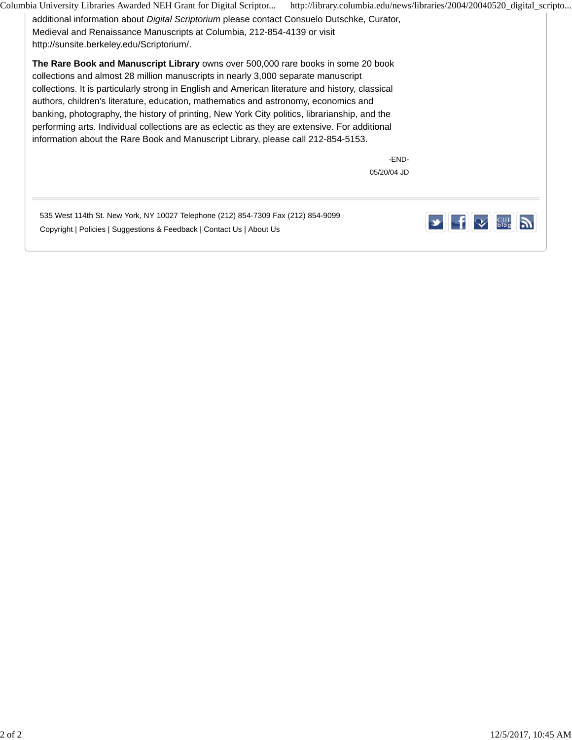additional information about *Digital Scriptorium* please contact Consuelo Dutschke, Curator, Medieval and Renaissance Manuscripts at Columbia, 212-854-4139 or visit http://sunsite.berkeley.edu/Scriptorium/.

**The Rare Book and Manuscript Library** owns over 500,000 rare books in some 20 book collections and almost 28 million manuscripts in nearly 3,000 separate manuscript collections. It is particularly strong in English and American literature and history, classical authors, children's literature, education, mathematics and astronomy, economics and banking, photography, the history of printing, New York City politics, librarianship, and the performing arts. Individual collections are as eclectic as they are extensive. For additional information about the Rare Book and Manuscript Library, please call 212-854-5153.

-END-

05/20/04 JD

535 West 114th St. New York, NY 10027 Telephone (212) 854-7309 Fax (212) 854-9099

Copyright | Policies | Suggestions & Feedback | Contact Us | About Us